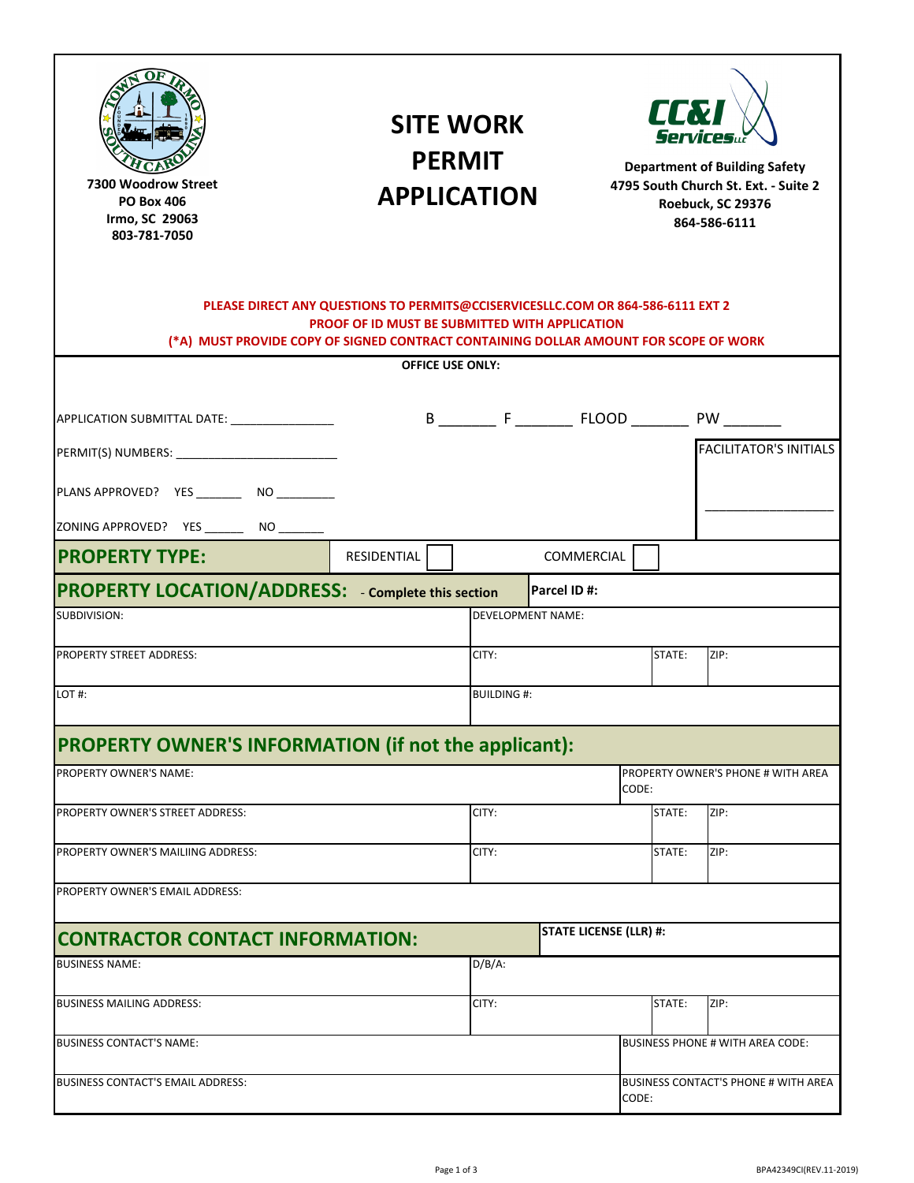7300 Woodrow Street
PO Box 406
Irmo, SC 29063
803-781-7050

# SITE WORK PERMIT APPLICATION

**Department of Building Safety**
**4795 South Church St. Ext. - Suite 2**
**Roebuck, SC 29376**
**864-586-6111**

**PLEASE DIRECT ANY QUESTIONS TO PERMITS@CCISERVICESLLC.COM OR 864-586-6111 EXT 2**
**PROOF OF ID MUST BE SUBMITTED WITH APPLICATION**
**(*A) MUST PROVIDE COPY OF SIGNED CONTRACT CONTAINING DOLLAR AMOUNT FOR SCOPE OF WORK**

**OFFICE USE ONLY:**

APPLICATION SUBMITTAL DATE: _______________ B _______ F _______ FLOOD _______ PW _______

PERMIT(S) NUMBERS: ________________________

PLANS APPROVED? YES _______ NO ________

ZONING APPROVED? YES ______ NO _______

FACILITATOR'S INITIALS ___________________

## PROPERTY TYPE:

RESIDENTIAL ☐ COMMERCIAL ☐

## PROPERTY LOCATION/ADDRESS: - Complete this section

| Parcel ID #: | | | |
|---|---|---|---|
| SUBDIVISION: | DEVELOPMENT NAME: | | |
| PROPERTY STREET ADDRESS: | CITY: | STATE: | ZIP: |
| LOT #: | BUILDING #: | | |

## PROPERTY OWNER'S INFORMATION (if not the applicant):

| PROPERTY OWNER'S NAME: | | | PROPERTY OWNER'S PHONE # WITH AREA CODE: |
|---|---|---|---|
| PROPERTY OWNER'S STREET ADDRESS: | CITY: | STATE: | ZIP: |
| PROPERTY OWNER'S MAILIING ADDRESS: | CITY: | STATE: | ZIP: |
| PROPERTY OWNER'S EMAIL ADDRESS: | | | |

## CONTRACTOR CONTACT INFORMATION:

| STATE LICENSE (LLR) #: | | | |
|---|---|---|---|
| BUSINESS NAME: | D/B/A: | | |
| BUSINESS MAILING ADDRESS: | CITY: | STATE: | ZIP: |
| BUSINESS CONTACT'S NAME: | | | BUSINESS PHONE # WITH AREA CODE: |
| BUSINESS CONTACT'S EMAIL ADDRESS: | | | BUSINESS CONTACT'S PHONE # WITH AREA CODE: |

BPA42349CI(REV.11-2019)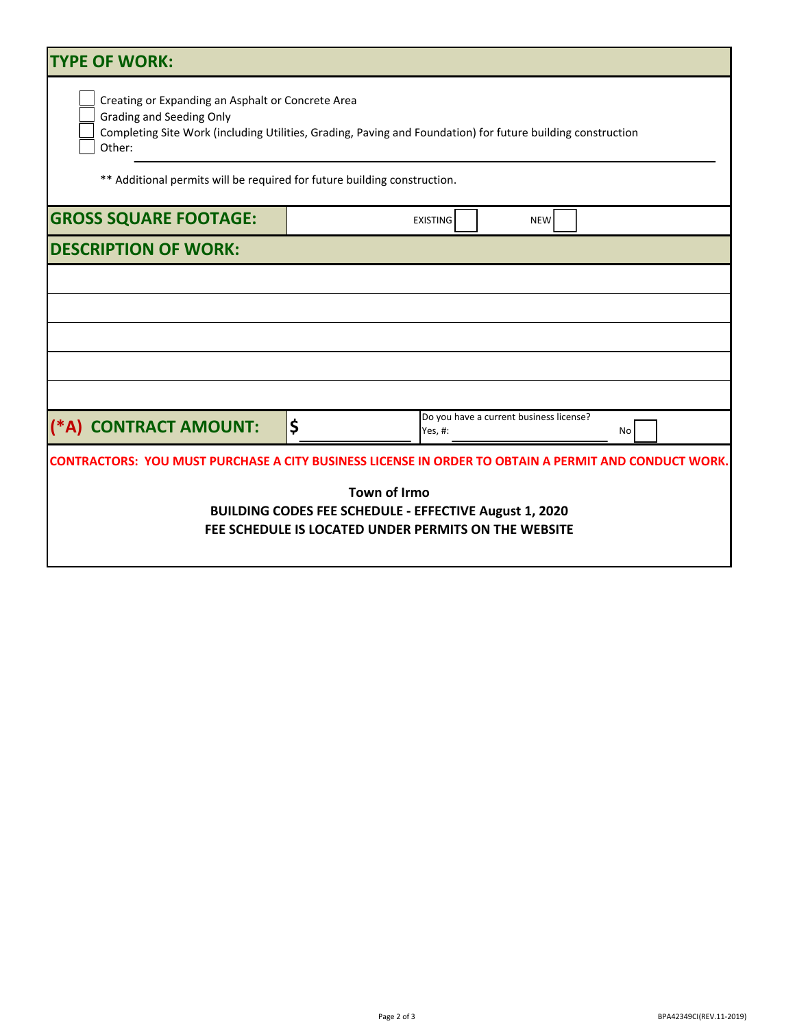## TYPE OF WORK:

- [ ] Creating or Expanding an Asphalt or Concrete Area
- [ ] Grading and Seeding Only
- [ ] Completing Site Work (including Utilities, Grading, Paving and Foundation) for future building construction
- [ ] Other: ______________________________

** Additional permits will be required for future building construction.

| **GROSS SQUARE FOOTAGE:** | EXISTING ☐ | NEW ☐ |
|---|---|---|

## DESCRIPTION OF WORK:

| |
|---|
| |
| |
| |
| |
| |

| **(*A) CONTRACT AMOUNT:** | **$** ______________ | Do you have a current business license? Yes, #: ______________ No ☐ |
|---|---|---|

**CONTRACTORS: YOU MUST PURCHASE A CITY BUSINESS LICENSE IN ORDER TO OBTAIN A PERMIT AND CONDUCT WORK.**

**Town of Irmo**

**BUILDING CODES FEE SCHEDULE - EFFECTIVE August 1, 2020**

**FEE SCHEDULE IS LOCATED UNDER PERMITS ON THE WEBSITE**

BPA42349CI(REV.11-2019)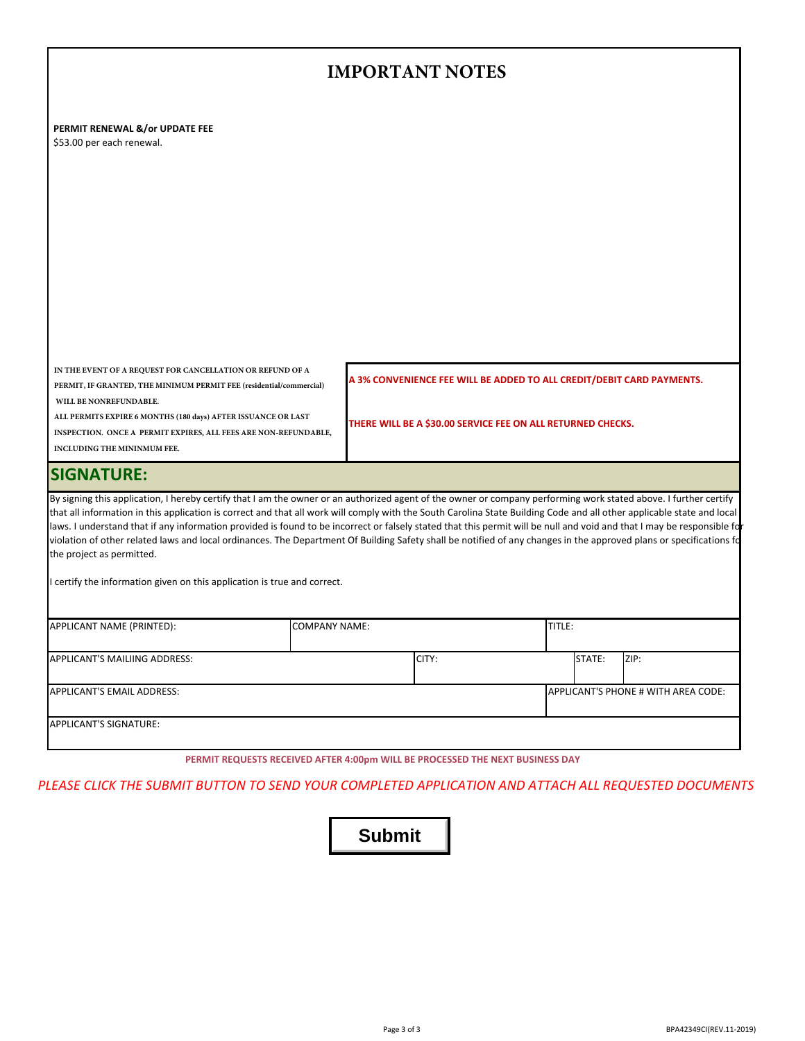# IMPORTANT NOTES

**PERMIT RENEWAL &/or UPDATE FEE**
$53.00 per each renewal.

**IN THE EVENT OF A REQUEST FOR CANCELLATION OR REFUND OF A PERMIT, IF GRANTED, THE MINIMUM PERMIT FEE (residential/commercial) WILL BE NONREFUNDABLE.**

**ALL PERMITS EXPIRE 6 MONTHS (180 days) AFTER ISSUANCE OR LAST INSPECTION. ONCE A PERMIT EXPIRES, ALL FEES ARE NON-REFUNDABLE, INCLUDING THE MININMUM FEE.**

**A 3% CONVENIENCE FEE WILL BE ADDED TO ALL CREDIT/DEBIT CARD PAYMENTS.**

**THERE WILL BE A $30.00 SERVICE FEE ON ALL RETURNED CHECKS.**

## SIGNATURE:

By signing this application, I hereby certify that I am the owner or an authorized agent of the owner or company performing work stated above. I further certify that all information in this application is correct and that all work will comply with the South Carolina State Building Code and all other applicable state and local laws. I understand that if any information provided is found to be incorrect or falsely stated that this permit will be null and void and that I may be responsible for violation of other related laws and local ordinances. The Department Of Building Safety shall be notified of any changes in the approved plans or specifications for the project as permitted.

I certify the information given on this application is true and correct.

| | | | |
|---|---|---|---|
| APPLICANT NAME (PRINTED): | COMPANY NAME: | TITLE: | |
| APPLICANT'S MAILIING ADDRESS: | CITY: | STATE: | ZIP: |
| APPLICANT'S EMAIL ADDRESS: | | APPLICANT'S PHONE # WITH AREA CODE: | |
| APPLICANT'S SIGNATURE: | | | |

**PERMIT REQUESTS RECEIVED AFTER 4:00pm WILL BE PROCESSED THE NEXT BUSINESS DAY**

*PLEASE CLICK THE SUBMIT BUTTON TO SEND YOUR COMPLETED APPLICATION AND ATTACH ALL REQUESTED DOCUMENTS*

**Submit**

BPA42349CI(REV.11-2019)